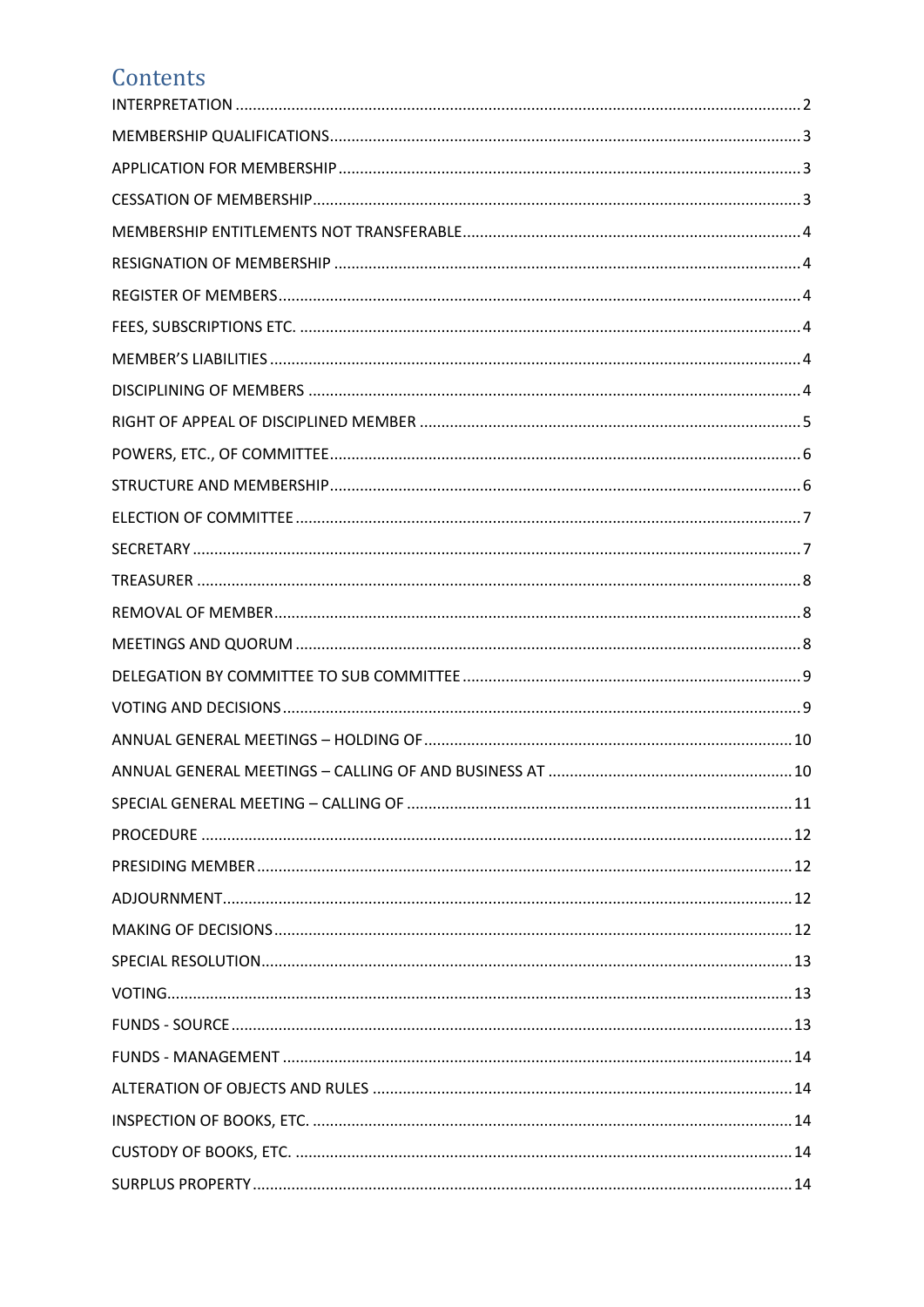# Contents

| | |
|---|---|
| INTERPRETATION | 2 |
| MEMBERSHIP QUALIFICATIONS | 3 |
| APPLICATION FOR MEMBERSHIP | 3 |
| CESSATION OF MEMBERSHIP | 3 |
| MEMBERSHIP ENTITLEMENTS NOT TRANSFERABLE | 4 |
| RESIGNATION OF MEMBERSHIP | 4 |
| REGISTER OF MEMBERS | 4 |
| FEES, SUBSCRIPTIONS ETC. | 4 |
| MEMBER'S LIABILITIES | 4 |
| DISCIPLINING OF MEMBERS | 4 |
| RIGHT OF APPEAL OF DISCIPLINED MEMBER | 5 |
| POWERS, ETC., OF COMMITTEE | 6 |
| STRUCTURE AND MEMBERSHIP | 6 |
| ELECTION OF COMMITTEE | 7 |
| SECRETARY | 7 |
| TREASURER | 8 |
| REMOVAL OF MEMBER | 8 |
| MEETINGS AND QUORUM | 8 |
| DELEGATION BY COMMITTEE TO SUB COMMITTEE | 9 |
| VOTING AND DECISIONS | 9 |
| ANNUAL GENERAL MEETINGS – HOLDING OF | 10 |
| ANNUAL GENERAL MEETINGS – CALLING OF AND BUSINESS AT | 10 |
| SPECIAL GENERAL MEETING – CALLING OF | 11 |
| PROCEDURE | 12 |
| PRESIDING MEMBER | 12 |
| ADJOURNMENT | 12 |
| MAKING OF DECISIONS | 12 |
| SPECIAL RESOLUTION | 13 |
| VOTING | 13 |
| FUNDS - SOURCE | 13 |
| FUNDS - MANAGEMENT | 14 |
| ALTERATION OF OBJECTS AND RULES | 14 |
| INSPECTION OF BOOKS, ETC. | 14 |
| CUSTODY OF BOOKS, ETC. | 14 |
| SURPLUS PROPERTY | 14 |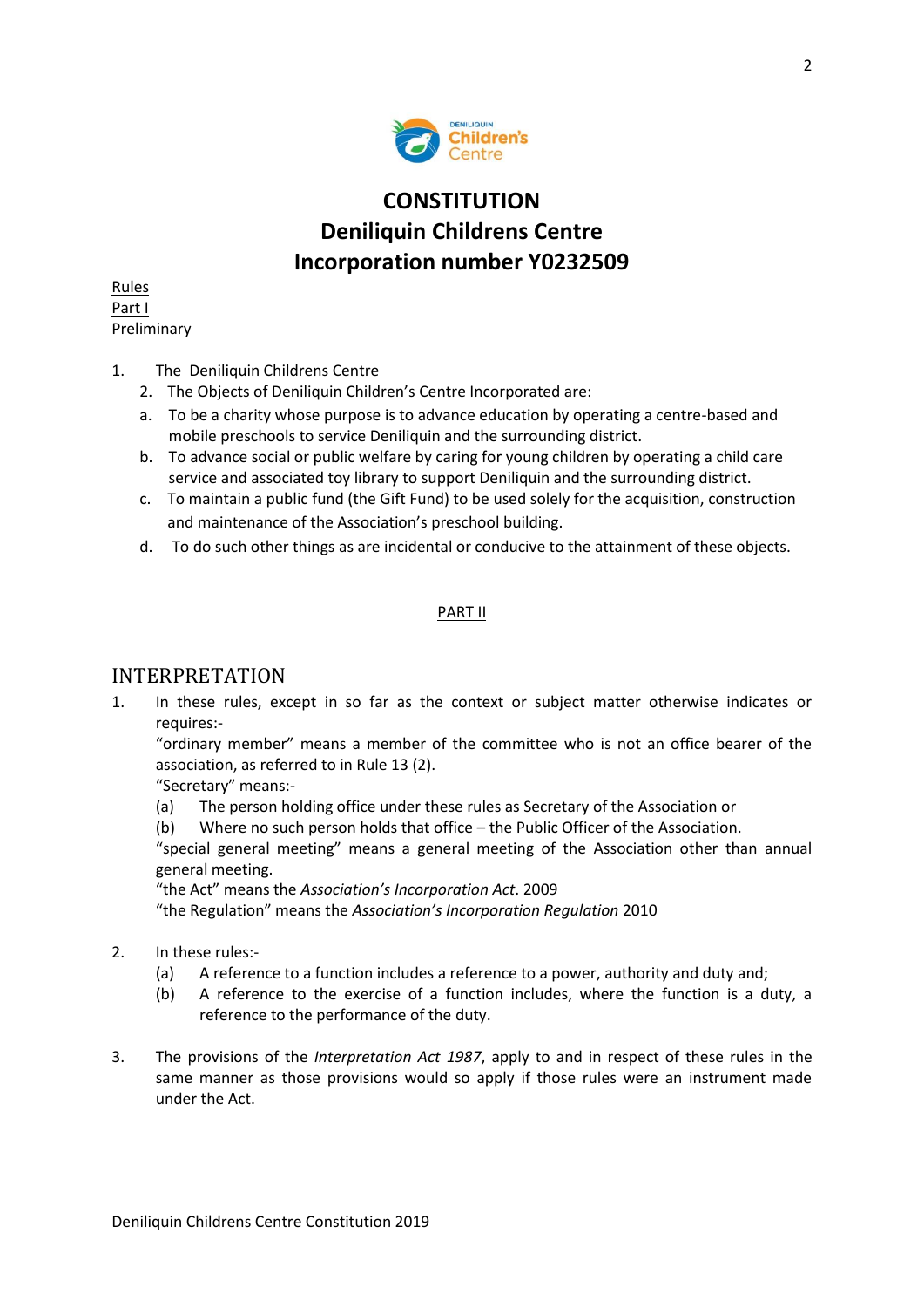# CONSTITUTION
# Deniliquin Childrens Centre
# Incorporation number Y0232509

Rules
Part I
Preliminary

1. The Deniliquin Childrens Centre
2. The Objects of Deniliquin Children's Centre Incorporated are:
   a. To be a charity whose purpose is to advance education by operating a centre-based and mobile preschools to service Deniliquin and the surrounding district.
   b. To advance social or public welfare by caring for young children by operating a child care service and associated toy library to support Deniliquin and the surrounding district.
   c. To maintain a public fund (the Gift Fund) to be used solely for the acquisition, construction and maintenance of the Association's preschool building.
   d. To do such other things as are incidental or conducive to the attainment of these objects.

PART II

## INTERPRETATION

1. In these rules, except in so far as the context or subject matter otherwise indicates or requires:-

   "ordinary member" means a member of the committee who is not an office bearer of the association, as referred to in Rule 13 (2).

   "Secretary" means:-

   (a) The person holding office under these rules as Secretary of the Association or

   (b) Where no such person holds that office – the Public Officer of the Association.

   "special general meeting" means a general meeting of the Association other than annual general meeting.

   "the Act" means the *Association's Incorporation Act*. 2009

   "the Regulation" means the *Association's Incorporation Regulation* 2010

2. In these rules:-

   (a) A reference to a function includes a reference to a power, authority and duty and;

   (b) A reference to the exercise of a function includes, where the function is a duty, a reference to the performance of the duty.

3. The provisions of the *Interpretation Act 1987*, apply to and in respect of these rules in the same manner as those provisions would so apply if those rules were an instrument made under the Act.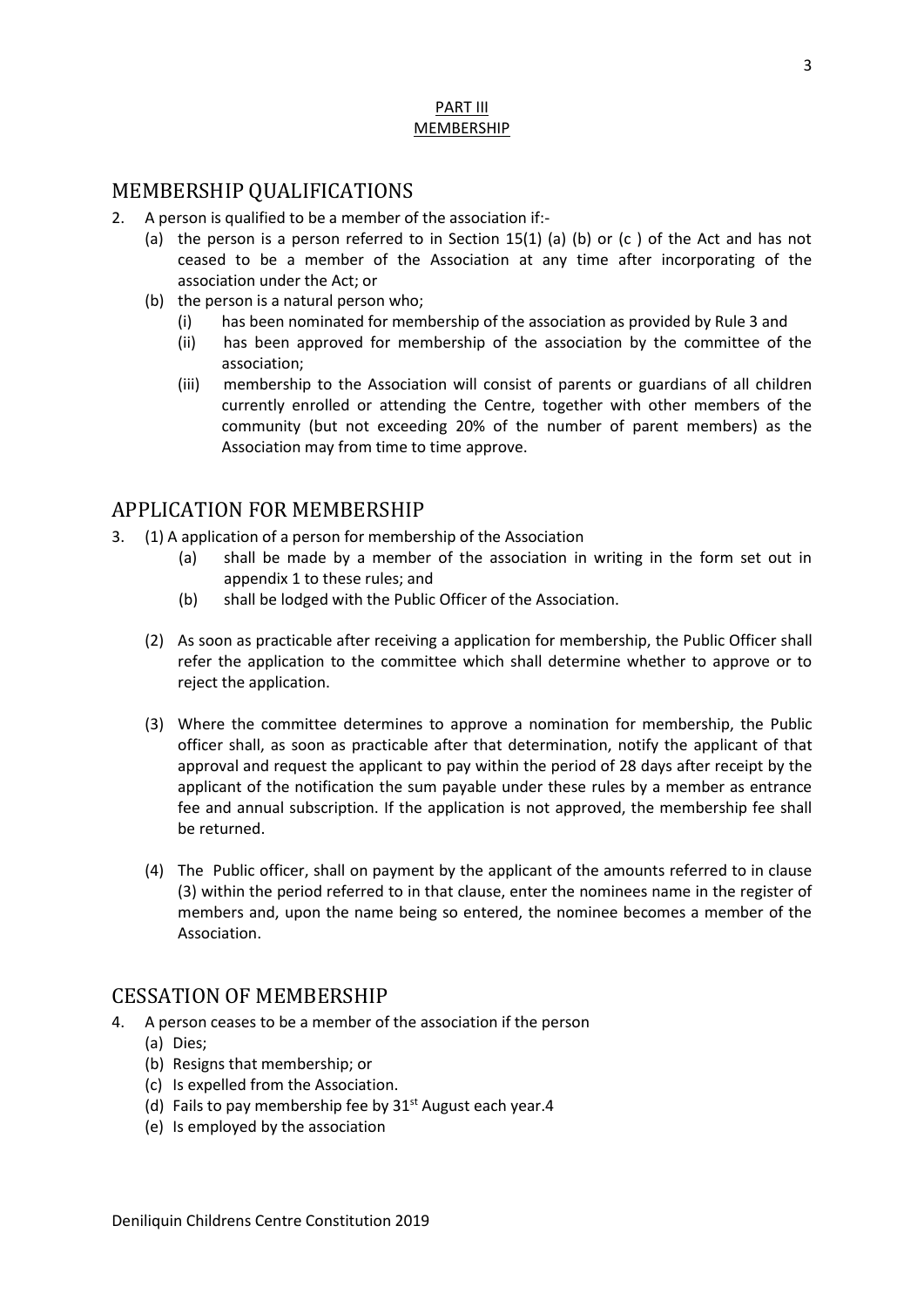PART III
MEMBERSHIP

## MEMBERSHIP QUALIFICATIONS

2. A person is qualified to be a member of the association if:-
   (a) the person is a person referred to in Section 15(1) (a) (b) or (c ) of the Act and has not ceased to be a member of the Association at any time after incorporating of the association under the Act; or
   (b) the person is a natural person who;
      (i) has been nominated for membership of the association as provided by Rule 3 and
      (ii) has been approved for membership of the association by the committee of the association;
      (iii) membership to the Association will consist of parents or guardians of all children currently enrolled or attending the Centre, together with other members of the community (but not exceeding 20% of the number of parent members) as the Association may from time to time approve.

## APPLICATION FOR MEMBERSHIP

3. (1) A application of a person for membership of the Association
      (a) shall be made by a member of the association in writing in the form set out in appendix 1 to these rules; and
      (b) shall be lodged with the Public Officer of the Association.

   (2) As soon as practicable after receiving a application for membership, the Public Officer shall refer the application to the committee which shall determine whether to approve or to reject the application.

   (3) Where the committee determines to approve a nomination for membership, the Public officer shall, as soon as practicable after that determination, notify the applicant of that approval and request the applicant to pay within the period of 28 days after receipt by the applicant of the notification the sum payable under these rules by a member as entrance fee and annual subscription. If the application is not approved, the membership fee shall be returned.

   (4) The Public officer, shall on payment by the applicant of the amounts referred to in clause (3) within the period referred to in that clause, enter the nominees name in the register of members and, upon the name being so entered, the nominee becomes a member of the Association.

## CESSATION OF MEMBERSHIP

4. A person ceases to be a member of the association if the person
   (a) Dies;
   (b) Resigns that membership; or
   (c) Is expelled from the Association.
   (d) Fails to pay membership fee by 31st August each year.4
   (e) Is employed by the association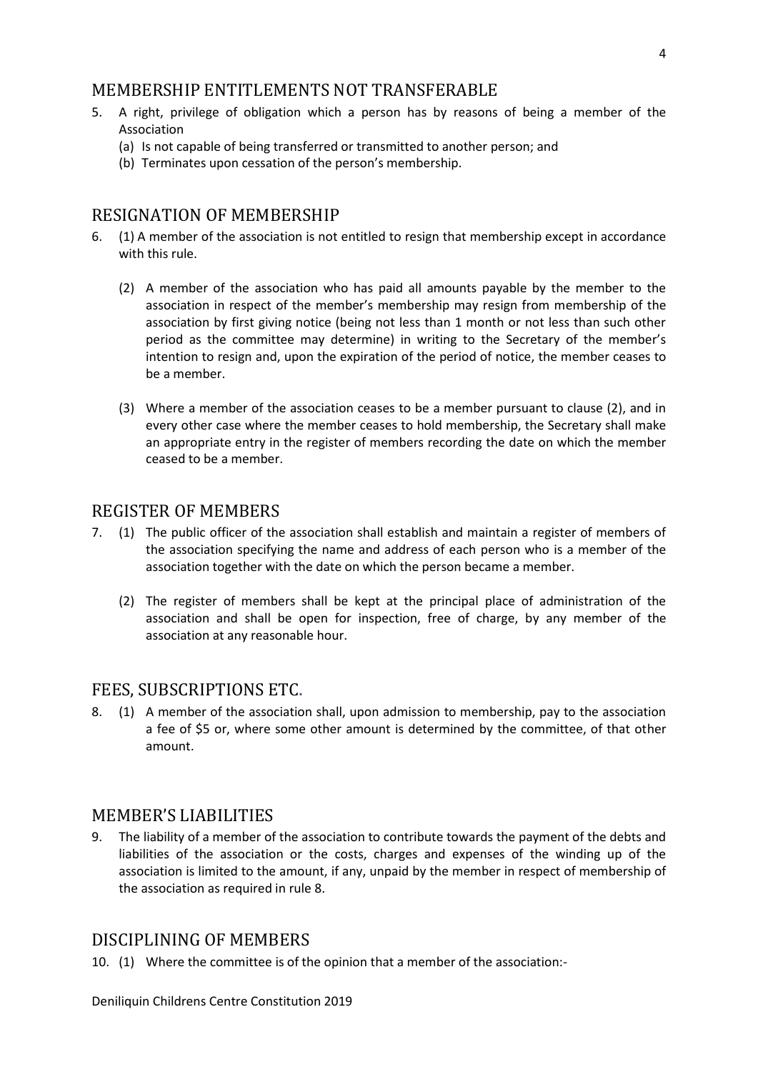## MEMBERSHIP ENTITLEMENTS NOT TRANSFERABLE

5. A right, privilege of obligation which a person has by reasons of being a member of the Association
   (a) Is not capable of being transferred or transmitted to another person; and
   (b) Terminates upon cessation of the person's membership.

## RESIGNATION OF MEMBERSHIP

6. (1) A member of the association is not entitled to resign that membership except in accordance with this rule.

   (2) A member of the association who has paid all amounts payable by the member to the association in respect of the member's membership may resign from membership of the association by first giving notice (being not less than 1 month or not less than such other period as the committee may determine) in writing to the Secretary of the member's intention to resign and, upon the expiration of the period of notice, the member ceases to be a member.

   (3) Where a member of the association ceases to be a member pursuant to clause (2), and in every other case where the member ceases to hold membership, the Secretary shall make an appropriate entry in the register of members recording the date on which the member ceased to be a member.

## REGISTER OF MEMBERS

7. (1) The public officer of the association shall establish and maintain a register of members of the association specifying the name and address of each person who is a member of the association together with the date on which the person became a member.

   (2) The register of members shall be kept at the principal place of administration of the association and shall be open for inspection, free of charge, by any member of the association at any reasonable hour.

## FEES, SUBSCRIPTIONS ETC.

8. (1) A member of the association shall, upon admission to membership, pay to the association a fee of $5 or, where some other amount is determined by the committee, of that other amount.

## MEMBER'S LIABILITIES

9. The liability of a member of the association to contribute towards the payment of the debts and liabilities of the association or the costs, charges and expenses of the winding up of the association is limited to the amount, if any, unpaid by the member in respect of membership of the association as required in rule 8.

## DISCIPLINING OF MEMBERS

10. (1) Where the committee is of the opinion that a member of the association:-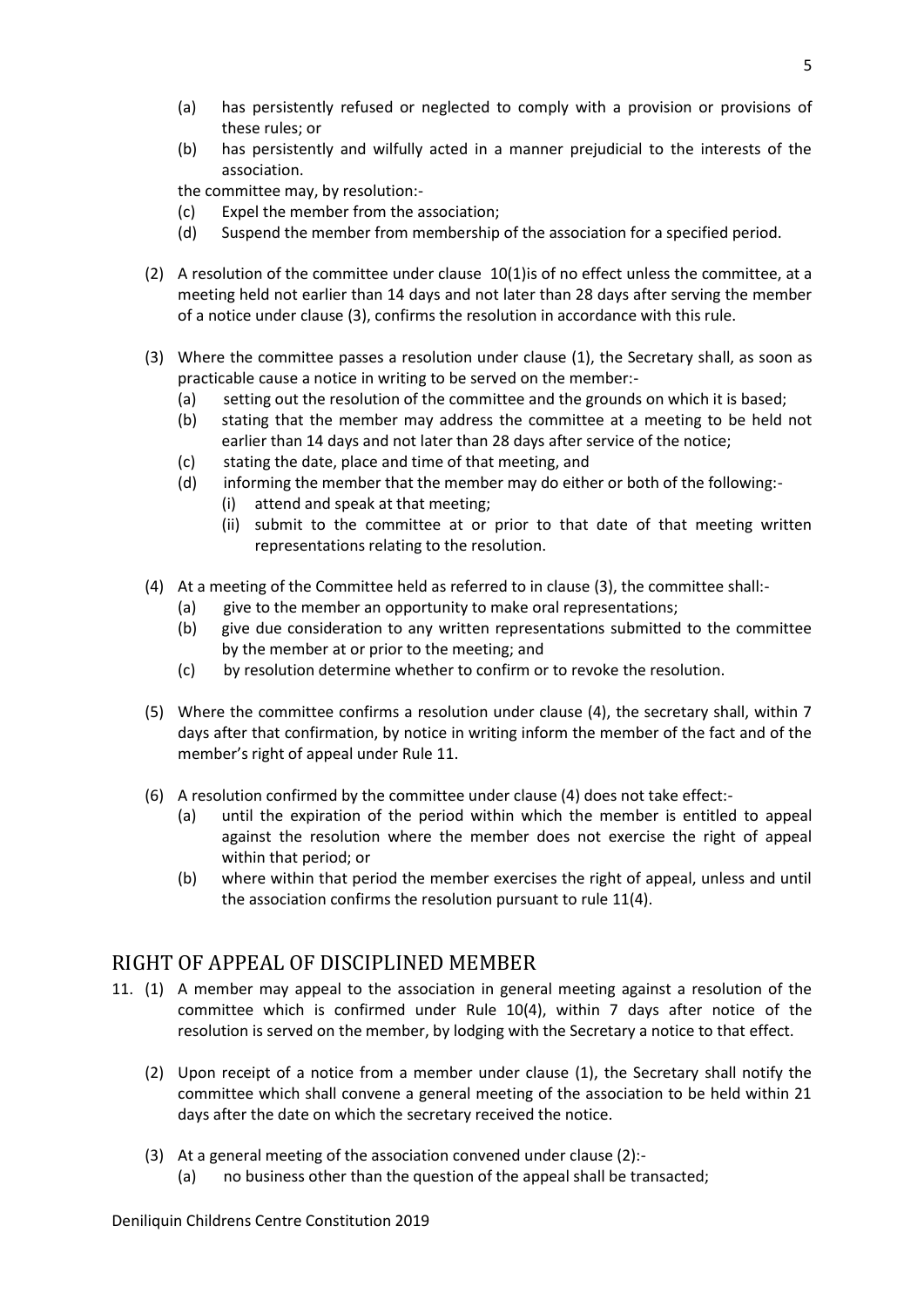(a) has persistently refused or neglected to comply with a provision or provisions of these rules; or

(b) has persistently and wilfully acted in a manner prejudicial to the interests of the association.

the committee may, by resolution:-

(c) Expel the member from the association;

(d) Suspend the member from membership of the association for a specified period.

(2) A resolution of the committee under clause 10(1)is of no effect unless the committee, at a meeting held not earlier than 14 days and not later than 28 days after serving the member of a notice under clause (3), confirms the resolution in accordance with this rule.

(3) Where the committee passes a resolution under clause (1), the Secretary shall, as soon as practicable cause a notice in writing to be served on the member:-

(a) setting out the resolution of the committee and the grounds on which it is based;

(b) stating that the member may address the committee at a meeting to be held not earlier than 14 days and not later than 28 days after service of the notice;

(c) stating the date, place and time of that meeting, and

(d) informing the member that the member may do either or both of the following:-

(i) attend and speak at that meeting;

(ii) submit to the committee at or prior to that date of that meeting written representations relating to the resolution.

(4) At a meeting of the Committee held as referred to in clause (3), the committee shall:-

(a) give to the member an opportunity to make oral representations;

(b) give due consideration to any written representations submitted to the committee by the member at or prior to the meeting; and

(c) by resolution determine whether to confirm or to revoke the resolution.

(5) Where the committee confirms a resolution under clause (4), the secretary shall, within 7 days after that confirmation, by notice in writing inform the member of the fact and of the member's right of appeal under Rule 11.

(6) A resolution confirmed by the committee under clause (4) does not take effect:-

(a) until the expiration of the period within which the member is entitled to appeal against the resolution where the member does not exercise the right of appeal within that period; or

(b) where within that period the member exercises the right of appeal, unless and until the association confirms the resolution pursuant to rule 11(4).

## RIGHT OF APPEAL OF DISCIPLINED MEMBER

11. (1) A member may appeal to the association in general meeting against a resolution of the committee which is confirmed under Rule 10(4), within 7 days after notice of the resolution is served on the member, by lodging with the Secretary a notice to that effect.

(2) Upon receipt of a notice from a member under clause (1), the Secretary shall notify the committee which shall convene a general meeting of the association to be held within 21 days after the date on which the secretary received the notice.

(3) At a general meeting of the association convened under clause (2):-

(a) no business other than the question of the appeal shall be transacted;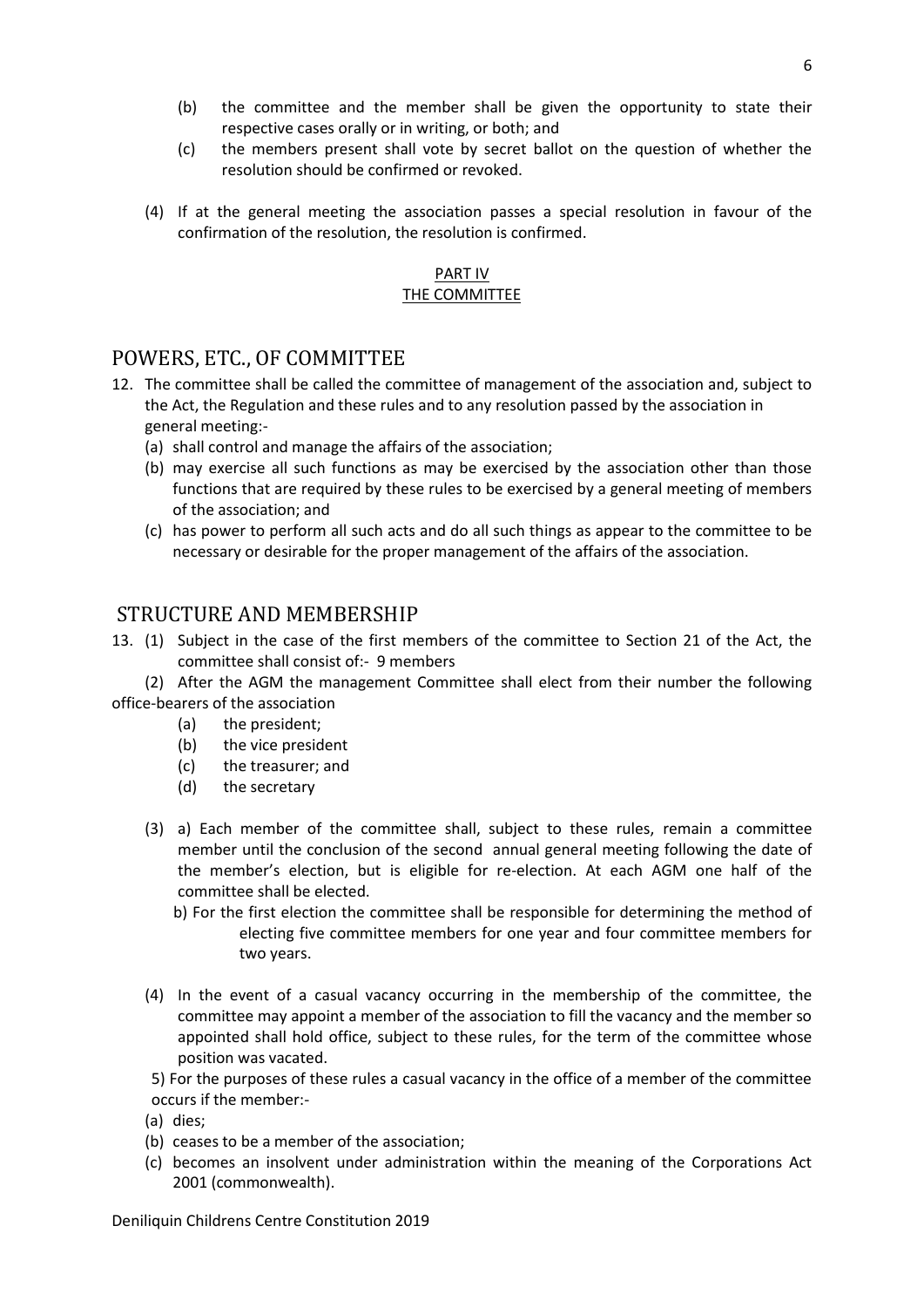(b) the committee and the member shall be given the opportunity to state their respective cases orally or in writing, or both; and

(c) the members present shall vote by secret ballot on the question of whether the resolution should be confirmed or revoked.

(4) If at the general meeting the association passes a special resolution in favour of the confirmation of the resolution, the resolution is confirmed.

PART IV
THE COMMITTEE

## POWERS, ETC., OF COMMITTEE

12. The committee shall be called the committee of management of the association and, subject to the Act, the Regulation and these rules and to any resolution passed by the association in general meeting:-

   (a) shall control and manage the affairs of the association;

   (b) may exercise all such functions as may be exercised by the association other than those functions that are required by these rules to be exercised by a general meeting of members of the association; and

   (c) has power to perform all such acts and do all such things as appear to the committee to be necessary or desirable for the proper management of the affairs of the association.

## STRUCTURE AND MEMBERSHIP

13. (1) Subject in the case of the first members of the committee to Section 21 of the Act, the committee shall consist of:- 9 members

(2) After the AGM the management Committee shall elect from their number the following office-bearers of the association

   (a) the president;

   (b) the vice president

   (c) the treasurer; and

   (d) the secretary

(3) a) Each member of the committee shall, subject to these rules, remain a committee member until the conclusion of the second annual general meeting following the date of the member's election, but is eligible for re-election. At each AGM one half of the committee shall be elected.

   b) For the first election the committee shall be responsible for determining the method of electing five committee members for one year and four committee members for two years.

(4) In the event of a casual vacancy occurring in the membership of the committee, the committee may appoint a member of the association to fill the vacancy and the member so appointed shall hold office, subject to these rules, for the term of the committee whose position was vacated.

5) For the purposes of these rules a casual vacancy in the office of a member of the committee occurs if the member:-

   (a) dies;

   (b) ceases to be a member of the association;

   (c) becomes an insolvent under administration within the meaning of the Corporations Act 2001 (commonwealth).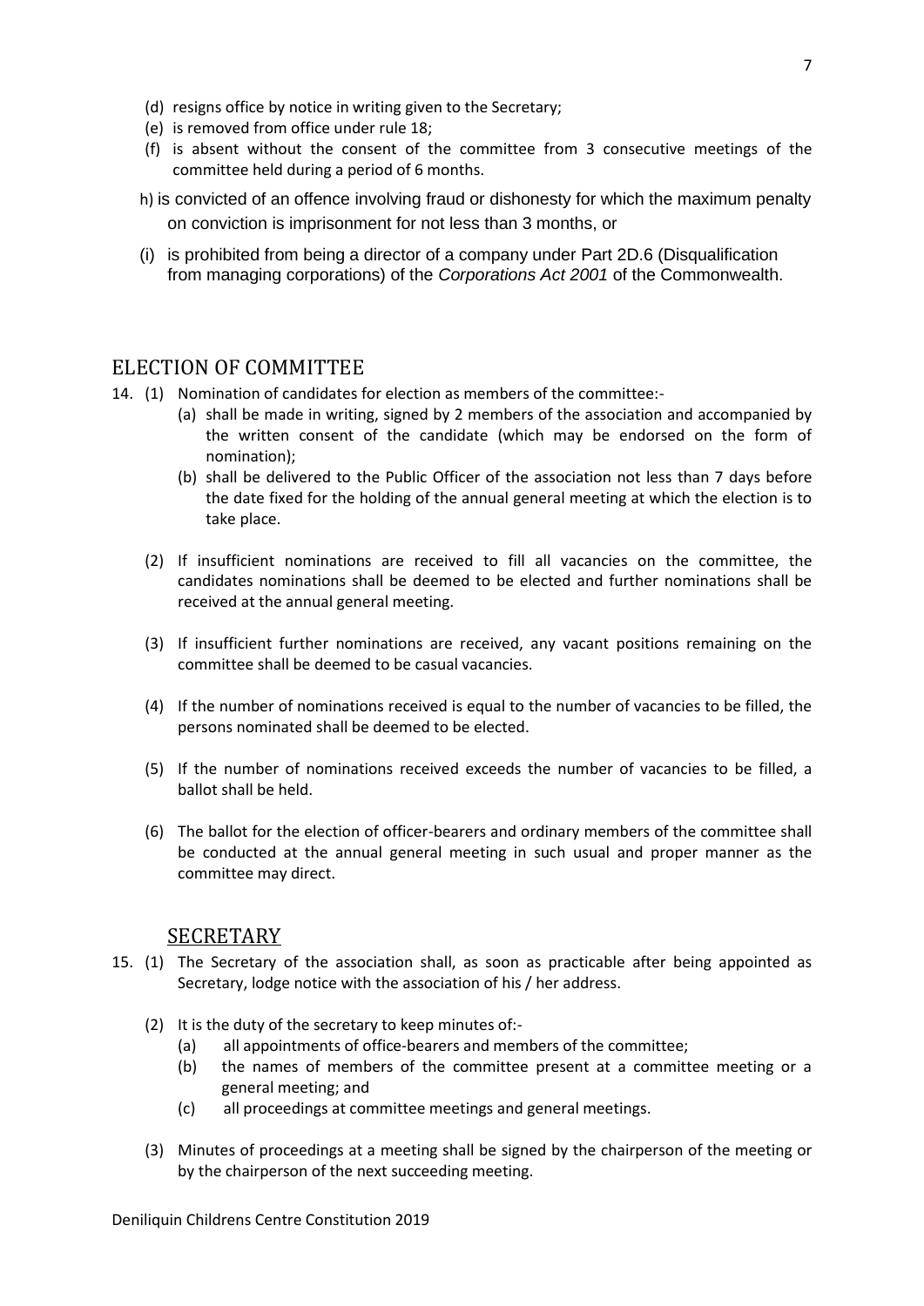(d) resigns office by notice in writing given to the Secretary;

(e) is removed from office under rule 18;

(f) is absent without the consent of the committee from 3 consecutive meetings of the committee held during a period of 6 months.

h) is convicted of an offence involving fraud or dishonesty for which the maximum penalty on conviction is imprisonment for not less than 3 months, or

(i) is prohibited from being a director of a company under Part 2D.6 (Disqualification from managing corporations) of the *Corporations Act 2001* of the Commonwealth.

## ELECTION OF COMMITTEE

14. (1) Nomination of candidates for election as members of the committee:-

    (a) shall be made in writing, signed by 2 members of the association and accompanied by the written consent of the candidate (which may be endorsed on the form of nomination);

    (b) shall be delivered to the Public Officer of the association not less than 7 days before the date fixed for the holding of the annual general meeting at which the election is to take place.

    (2) If insufficient nominations are received to fill all vacancies on the committee, the candidates nominations shall be deemed to be elected and further nominations shall be received at the annual general meeting.

    (3) If insufficient further nominations are received, any vacant positions remaining on the committee shall be deemed to be casual vacancies.

    (4) If the number of nominations received is equal to the number of vacancies to be filled, the persons nominated shall be deemed to be elected.

    (5) If the number of nominations received exceeds the number of vacancies to be filled, a ballot shall be held.

    (6) The ballot for the election of officer-bearers and ordinary members of the committee shall be conducted at the annual general meeting in such usual and proper manner as the committee may direct.

## SECRETARY

15. (1) The Secretary of the association shall, as soon as practicable after being appointed as Secretary, lodge notice with the association of his / her address.

    (2) It is the duty of the secretary to keep minutes of:-

    (a) all appointments of office-bearers and members of the committee;

    (b) the names of members of the committee present at a committee meeting or a general meeting; and

    (c) all proceedings at committee meetings and general meetings.

    (3) Minutes of proceedings at a meeting shall be signed by the chairperson of the meeting or by the chairperson of the next succeeding meeting.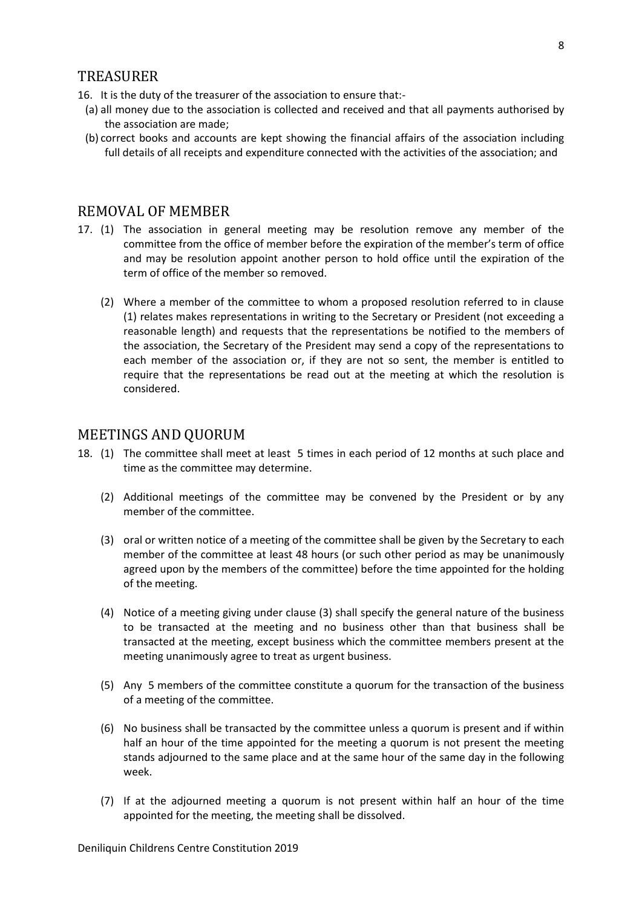## TREASURER

16. It is the duty of the treasurer of the association to ensure that:-
   (a) all money due to the association is collected and received and that all payments authorised by the association are made;
   (b) correct books and accounts are kept showing the financial affairs of the association including full details of all receipts and expenditure connected with the activities of the association; and

## REMOVAL OF MEMBER

17. (1) The association in general meeting may be resolution remove any member of the committee from the office of member before the expiration of the member's term of office and may be resolution appoint another person to hold office until the expiration of the term of office of the member so removed.

    (2) Where a member of the committee to whom a proposed resolution referred to in clause (1) relates makes representations in writing to the Secretary or President (not exceeding a reasonable length) and requests that the representations be notified to the members of the association, the Secretary of the President may send a copy of the representations to each member of the association or, if they are not so sent, the member is entitled to require that the representations be read out at the meeting at which the resolution is considered.

## MEETINGS AND QUORUM

18. (1) The committee shall meet at least 5 times in each period of 12 months at such place and time as the committee may determine.

    (2) Additional meetings of the committee may be convened by the President or by any member of the committee.

    (3) oral or written notice of a meeting of the committee shall be given by the Secretary to each member of the committee at least 48 hours (or such other period as may be unanimously agreed upon by the members of the committee) before the time appointed for the holding of the meeting.

    (4) Notice of a meeting giving under clause (3) shall specify the general nature of the business to be transacted at the meeting and no business other than that business shall be transacted at the meeting, except business which the committee members present at the meeting unanimously agree to treat as urgent business.

    (5) Any 5 members of the committee constitute a quorum for the transaction of the business of a meeting of the committee.

    (6) No business shall be transacted by the committee unless a quorum is present and if within half an hour of the time appointed for the meeting a quorum is not present the meeting stands adjourned to the same place and at the same hour of the same day in the following week.

    (7) If at the adjourned meeting a quorum is not present within half an hour of the time appointed for the meeting, the meeting shall be dissolved.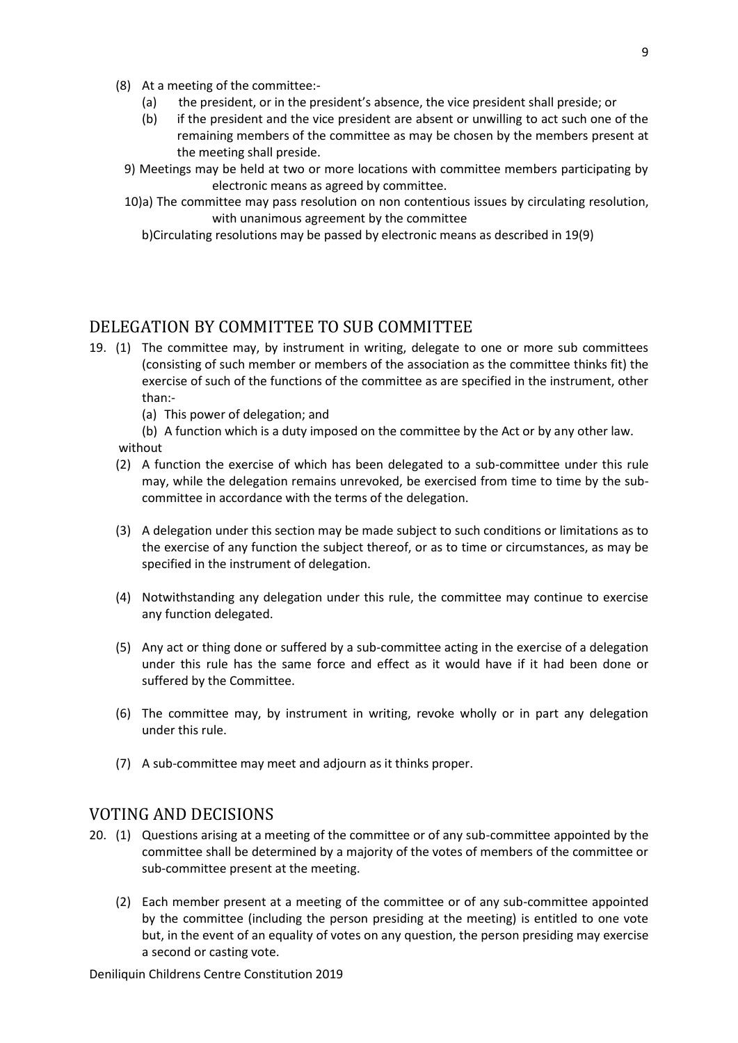(8) At a meeting of the committee:-

    (a) the president, or in the president's absence, the vice president shall preside; or

    (b) if the president and the vice president are absent or unwilling to act such one of the remaining members of the committee as may be chosen by the members present at the meeting shall preside.

9) Meetings may be held at two or more locations with committee members participating by electronic means as agreed by committee.

10)a) The committee may pass resolution on non contentious issues by circulating resolution, with unanimous agreement by the committee

b)Circulating resolutions may be passed by electronic means as described in 19(9)

## DELEGATION BY COMMITTEE TO SUB COMMITTEE

19. (1) The committee may, by instrument in writing, delegate to one or more sub committees (consisting of such member or members of the association as the committee thinks fit) the exercise of such of the functions of the committee as are specified in the instrument, other than:-

    (a) This power of delegation; and

    (b) A function which is a duty imposed on the committee by the Act or by any other law.

without

(2) A function the exercise of which has been delegated to a sub-committee under this rule may, while the delegation remains unrevoked, be exercised from time to time by the sub-committee in accordance with the terms of the delegation.

(3) A delegation under this section may be made subject to such conditions or limitations as to the exercise of any function the subject thereof, or as to time or circumstances, as may be specified in the instrument of delegation.

(4) Notwithstanding any delegation under this rule, the committee may continue to exercise any function delegated.

(5) Any act or thing done or suffered by a sub-committee acting in the exercise of a delegation under this rule has the same force and effect as it would have if it had been done or suffered by the Committee.

(6) The committee may, by instrument in writing, revoke wholly or in part any delegation under this rule.

(7) A sub-committee may meet and adjourn as it thinks proper.

## VOTING AND DECISIONS

20. (1) Questions arising at a meeting of the committee or of any sub-committee appointed by the committee shall be determined by a majority of the votes of members of the committee or sub-committee present at the meeting.

(2) Each member present at a meeting of the committee or of any sub-committee appointed by the committee (including the person presiding at the meeting) is entitled to one vote but, in the event of an equality of votes on any question, the person presiding may exercise a second or casting vote.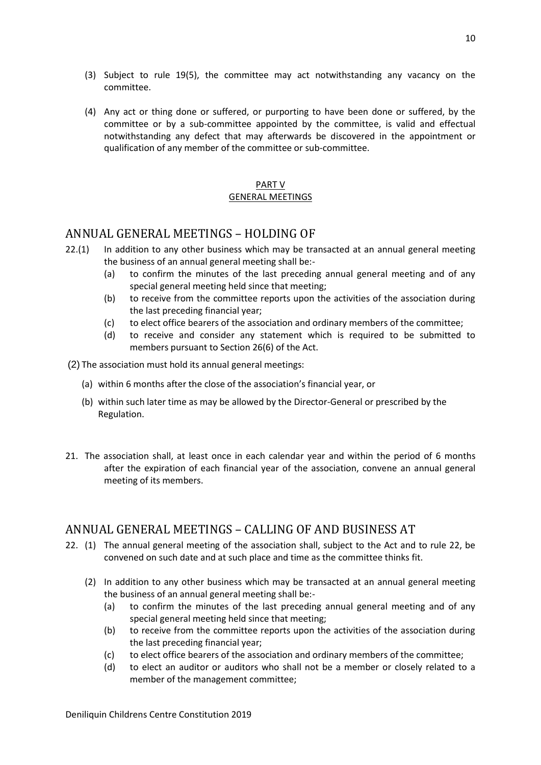(3) Subject to rule 19(5), the committee may act notwithstanding any vacancy on the committee.

(4) Any act or thing done or suffered, or purporting to have been done or suffered, by the committee or by a sub-committee appointed by the committee, is valid and effectual notwithstanding any defect that may afterwards be discovered in the appointment or qualification of any member of the committee or sub-committee.

PART V
GENERAL MEETINGS

## ANNUAL GENERAL MEETINGS – HOLDING OF

22.(1) In addition to any other business which may be transacted at an annual general meeting the business of an annual general meeting shall be:-

(a) to confirm the minutes of the last preceding annual general meeting and of any special general meeting held since that meeting;

(b) to receive from the committee reports upon the activities of the association during the last preceding financial year;

(c) to elect office bearers of the association and ordinary members of the committee;

(d) to receive and consider any statement which is required to be submitted to members pursuant to Section 26(6) of the Act.

(2) The association must hold its annual general meetings:

(a) within 6 months after the close of the association's financial year, or

(b) within such later time as may be allowed by the Director-General or prescribed by the Regulation.

21. The association shall, at least once in each calendar year and within the period of 6 months after the expiration of each financial year of the association, convene an annual general meeting of its members.

## ANNUAL GENERAL MEETINGS – CALLING OF AND BUSINESS AT

22. (1) The annual general meeting of the association shall, subject to the Act and to rule 22, be convened on such date and at such place and time as the committee thinks fit.

(2) In addition to any other business which may be transacted at an annual general meeting the business of an annual general meeting shall be:-

(a) to confirm the minutes of the last preceding annual general meeting and of any special general meeting held since that meeting;

(b) to receive from the committee reports upon the activities of the association during the last preceding financial year;

(c) to elect office bearers of the association and ordinary members of the committee;

(d) to elect an auditor or auditors who shall not be a member or closely related to a member of the management committee;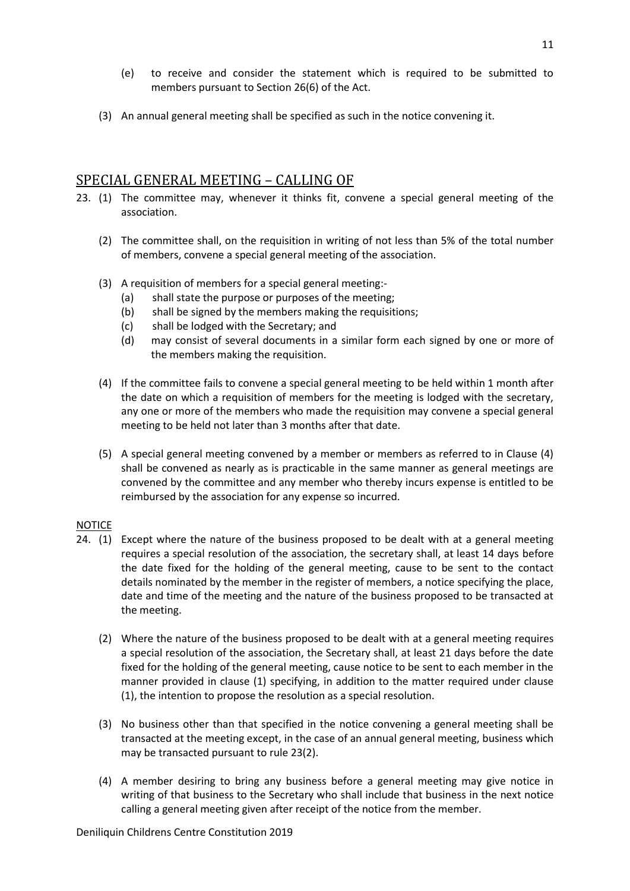(e) to receive and consider the statement which is required to be submitted to members pursuant to Section 26(6) of the Act.

(3) An annual general meeting shall be specified as such in the notice convening it.

## SPECIAL GENERAL MEETING – CALLING OF

23. (1) The committee may, whenever it thinks fit, convene a special general meeting of the association.

(2) The committee shall, on the requisition in writing of not less than 5% of the total number of members, convene a special general meeting of the association.

(3) A requisition of members for a special general meeting:-
   (a) shall state the purpose or purposes of the meeting;
   (b) shall be signed by the members making the requisitions;
   (c) shall be lodged with the Secretary; and
   (d) may consist of several documents in a similar form each signed by one or more of the members making the requisition.

(4) If the committee fails to convene a special general meeting to be held within 1 month after the date on which a requisition of members for the meeting is lodged with the secretary, any one or more of the members who made the requisition may convene a special general meeting to be held not later than 3 months after that date.

(5) A special general meeting convened by a member or members as referred to in Clause (4) shall be convened as nearly as is practicable in the same manner as general meetings are convened by the committee and any member who thereby incurs expense is entitled to be reimbursed by the association for any expense so incurred.

## NOTICE

24. (1) Except where the nature of the business proposed to be dealt with at a general meeting requires a special resolution of the association, the secretary shall, at least 14 days before the date fixed for the holding of the general meeting, cause to be sent to the contact details nominated by the member in the register of members, a notice specifying the place, date and time of the meeting and the nature of the business proposed to be transacted at the meeting.

(2) Where the nature of the business proposed to be dealt with at a general meeting requires a special resolution of the association, the Secretary shall, at least 21 days before the date fixed for the holding of the general meeting, cause notice to be sent to each member in the manner provided in clause (1) specifying, in addition to the matter required under clause (1), the intention to propose the resolution as a special resolution.

(3) No business other than that specified in the notice convening a general meeting shall be transacted at the meeting except, in the case of an annual general meeting, business which may be transacted pursuant to rule 23(2).

(4) A member desiring to bring any business before a general meeting may give notice in writing of that business to the Secretary who shall include that business in the next notice calling a general meeting given after receipt of the notice from the member.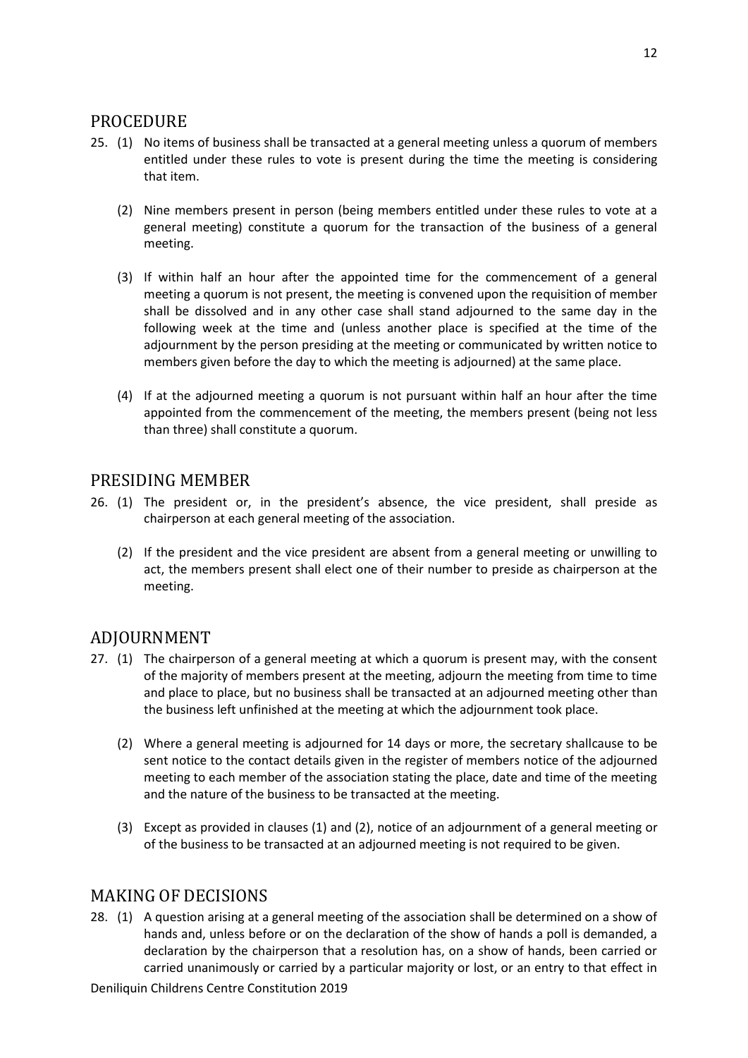## PROCEDURE

25. (1) No items of business shall be transacted at a general meeting unless a quorum of members entitled under these rules to vote is present during the time the meeting is considering that item.

    (2) Nine members present in person (being members entitled under these rules to vote at a general meeting) constitute a quorum for the transaction of the business of a general meeting.

    (3) If within half an hour after the appointed time for the commencement of a general meeting a quorum is not present, the meeting is convened upon the requisition of member shall be dissolved and in any other case shall stand adjourned to the same day in the following week at the time and (unless another place is specified at the time of the adjournment by the person presiding at the meeting or communicated by written notice to members given before the day to which the meeting is adjourned) at the same place.

    (4) If at the adjourned meeting a quorum is not pursuant within half an hour after the time appointed from the commencement of the meeting, the members present (being not less than three) shall constitute a quorum.

## PRESIDING MEMBER

26. (1) The president or, in the president's absence, the vice president, shall preside as chairperson at each general meeting of the association.

    (2) If the president and the vice president are absent from a general meeting or unwilling to act, the members present shall elect one of their number to preside as chairperson at the meeting.

## ADJOURNMENT

27. (1) The chairperson of a general meeting at which a quorum is present may, with the consent of the majority of members present at the meeting, adjourn the meeting from time to time and place to place, but no business shall be transacted at an adjourned meeting other than the business left unfinished at the meeting at which the adjournment took place.

    (2) Where a general meeting is adjourned for 14 days or more, the secretary shallcause to be sent notice to the contact details given in the register of members notice of the adjourned meeting to each member of the association stating the place, date and time of the meeting and the nature of the business to be transacted at the meeting.

    (3) Except as provided in clauses (1) and (2), notice of an adjournment of a general meeting or of the business to be transacted at an adjourned meeting is not required to be given.

## MAKING OF DECISIONS

28. (1) A question arising at a general meeting of the association shall be determined on a show of hands and, unless before or on the declaration of the show of hands a poll is demanded, a declaration by the chairperson that a resolution has, on a show of hands, been carried or carried unanimously or carried by a particular majority or lost, or an entry to that effect in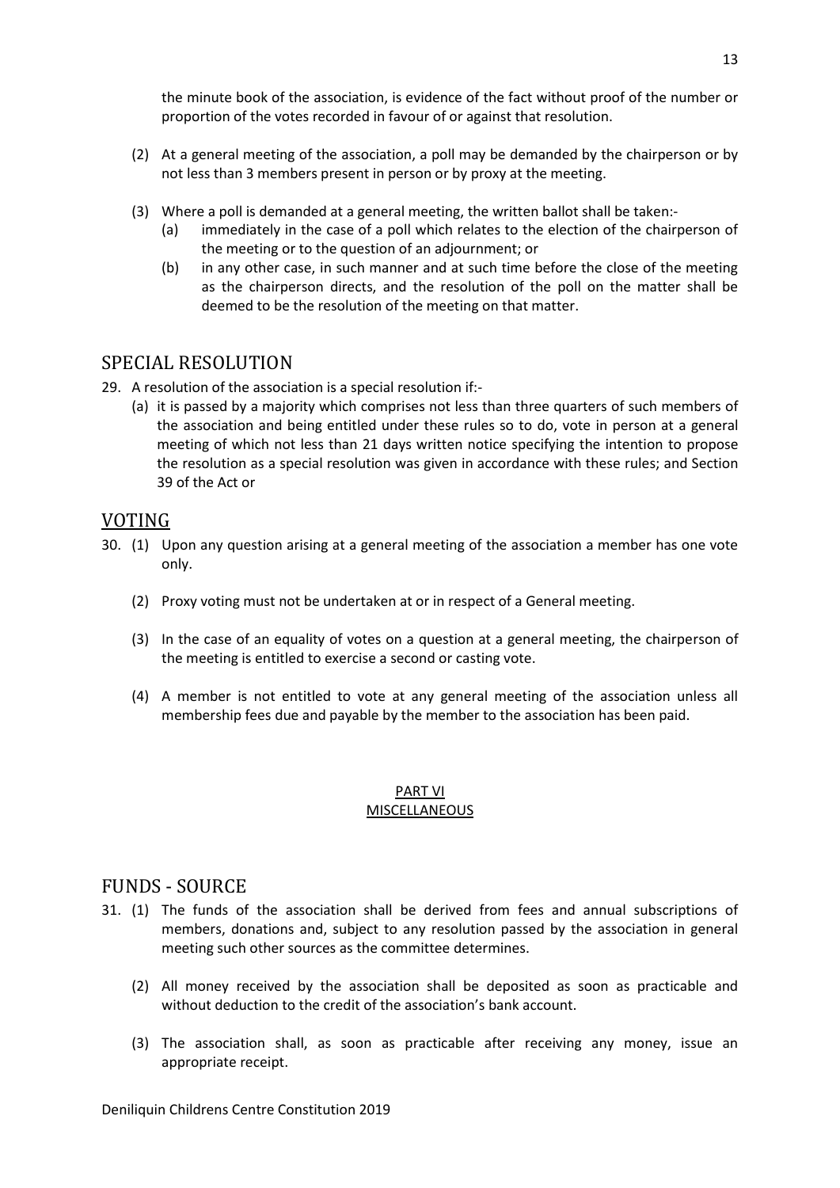the minute book of the association, is evidence of the fact without proof of the number or proportion of the votes recorded in favour of or against that resolution.

(2) At a general meeting of the association, a poll may be demanded by the chairperson or by not less than 3 members present in person or by proxy at the meeting.

(3) Where a poll is demanded at a general meeting, the written ballot shall be taken:-
   (a) immediately in the case of a poll which relates to the election of the chairperson of the meeting or to the question of an adjournment; or
   (b) in any other case, in such manner and at such time before the close of the meeting as the chairperson directs, and the resolution of the poll on the matter shall be deemed to be the resolution of the meeting on that matter.

## SPECIAL RESOLUTION

29. A resolution of the association is a special resolution if:-
   (a) it is passed by a majority which comprises not less than three quarters of such members of the association and being entitled under these rules so to do, vote in person at a general meeting of which not less than 21 days written notice specifying the intention to propose the resolution as a special resolution was given in accordance with these rules; and Section 39 of the Act or

## VOTING

30. (1) Upon any question arising at a general meeting of the association a member has one vote only.

   (2) Proxy voting must not be undertaken at or in respect of a General meeting.

   (3) In the case of an equality of votes on a question at a general meeting, the chairperson of the meeting is entitled to exercise a second or casting vote.

   (4) A member is not entitled to vote at any general meeting of the association unless all membership fees due and payable by the member to the association has been paid.

# PART VI
# MISCELLANEOUS

## FUNDS - SOURCE

31. (1) The funds of the association shall be derived from fees and annual subscriptions of members, donations and, subject to any resolution passed by the association in general meeting such other sources as the committee determines.

   (2) All money received by the association shall be deposited as soon as practicable and without deduction to the credit of the association's bank account.

   (3) The association shall, as soon as practicable after receiving any money, issue an appropriate receipt.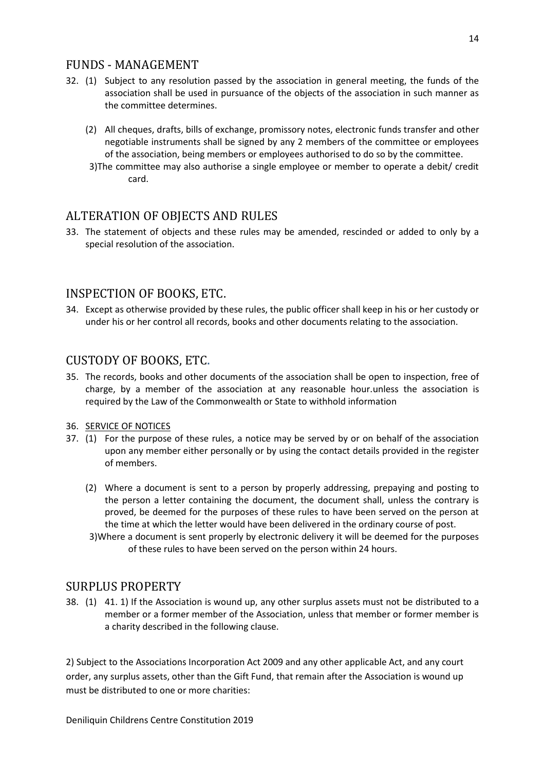## FUNDS - MANAGEMENT

32. (1) Subject to any resolution passed by the association in general meeting, the funds of the association shall be used in pursuance of the objects of the association in such manner as the committee determines.

    (2) All cheques, drafts, bills of exchange, promissory notes, electronic funds transfer and other negotiable instruments shall be signed by any 2 members of the committee or employees of the association, being members or employees authorised to do so by the committee.

    3)The committee may also authorise a single employee or member to operate a debit/ credit card.

## ALTERATION OF OBJECTS AND RULES

33. The statement of objects and these rules may be amended, rescinded or added to only by a special resolution of the association.

## INSPECTION OF BOOKS, ETC.

34. Except as otherwise provided by these rules, the public officer shall keep in his or her custody or under his or her control all records, books and other documents relating to the association.

## CUSTODY OF BOOKS, ETC.

35. The records, books and other documents of the association shall be open to inspection, free of charge, by a member of the association at any reasonable hour.unless the association is required by the Law of the Commonwealth or State to withhold information

36. <u>SERVICE OF NOTICES</u>

37. (1) For the purpose of these rules, a notice may be served by or on behalf of the association upon any member either personally or by using the contact details provided in the register of members.

    (2) Where a document is sent to a person by properly addressing, prepaying and posting to the person a letter containing the document, the document shall, unless the contrary is proved, be deemed for the purposes of these rules to have been served on the person at the time at which the letter would have been delivered in the ordinary course of post.

    3)Where a document is sent properly by electronic delivery it will be deemed for the purposes of these rules to have been served on the person within 24 hours.

## SURPLUS PROPERTY

38. (1) 41. 1) If the Association is wound up, any other surplus assets must not be distributed to a member or a former member of the Association, unless that member or former member is a charity described in the following clause.

2) Subject to the Associations Incorporation Act 2009 and any other applicable Act, and any court order, any surplus assets, other than the Gift Fund, that remain after the Association is wound up must be distributed to one or more charities:

Deniliquin Childrens Centre Constitution 2019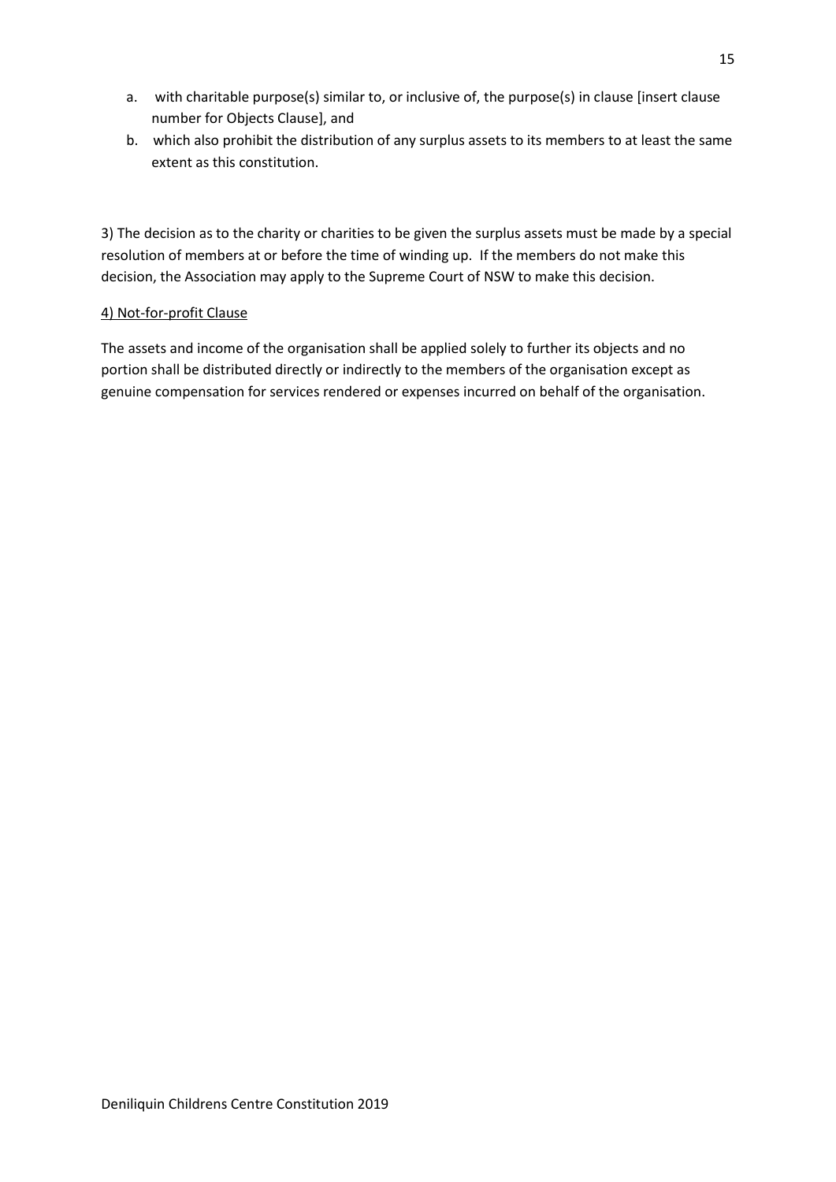a. with charitable purpose(s) similar to, or inclusive of, the purpose(s) in clause [insert clause number for Objects Clause], and
b. which also prohibit the distribution of any surplus assets to its members to at least the same extent as this constitution.

3) The decision as to the charity or charities to be given the surplus assets must be made by a special resolution of members at or before the time of winding up. If the members do not make this decision, the Association may apply to the Supreme Court of NSW to make this decision.

<u>4) Not-for-profit Clause</u>

The assets and income of the organisation shall be applied solely to further its objects and no portion shall be distributed directly or indirectly to the members of the organisation except as genuine compensation for services rendered or expenses incurred on behalf of the organisation.